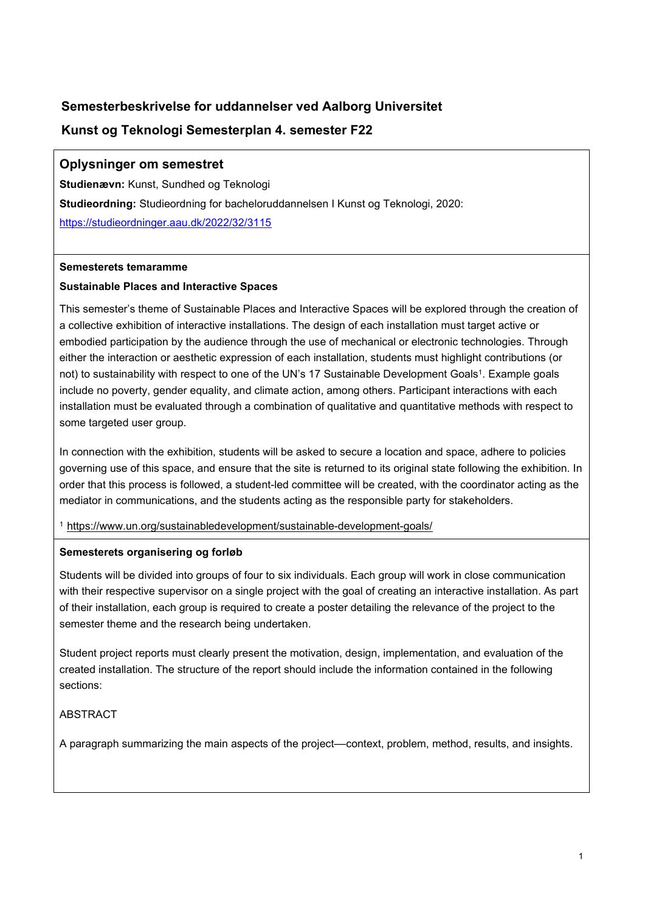## Semesterbeskrivelse for uddannelser ved Aalborg Universitet

## Kunst og Teknologi Semesterplan 4. semester F22

### Oplysninger om semestret

**Studienævn:** Kunst, Sundhed og Teknologi

**Studieordning:** Studieordning for bacheloruddannelsen I Kunst og Teknologi, 2020: https://studieordninger.aau.dk/2022/32/3115

**Semesterets temaramme**

**Sustainable Places and Interactive Spaces**

This semester's theme of Sustainable Places and Interactive Spaces will be explored through the creation of a collective exhibition of interactive installations. The design of each installation must target active or embodied participation by the audience through the use of mechanical or electronic technologies. Through either the interaction or aesthetic expression of each installation, students must highlight contributions (or not) to sustainability with respect to one of the UN's 17 Sustainable Development Goals[1]. Example goals include no poverty, gender equality, and climate action, among others. Participant interactions with each installation must be evaluated through a combination of qualitative and quantitative methods with respect to some targeted user group.

In connection with the exhibition, students will be asked to secure a location and space, adhere to policies governing use of this space, and ensure that the site is returned to its original state following the exhibition. In order that this process is followed, a student-led committee will be created, with the coordinator acting as the mediator in communications, and the students acting as the responsible party for stakeholders.

[1] https://www.un.org/sustainabledevelopment/sustainable-development-goals/

**Semesterets organisering og forløb**

Students will be divided into groups of four to six individuals. Each group will work in close communication with their respective supervisor on a single project with the goal of creating an interactive installation. As part of their installation, each group is required to create a poster detailing the relevance of the project to the semester theme and the research being undertaken.

Student project reports must clearly present the motivation, design, implementation, and evaluation of the created installation. The structure of the report should include the information contained in the following sections:

ABSTRACT

A paragraph summarizing the main aspects of the project—context, problem, method, results, and insights.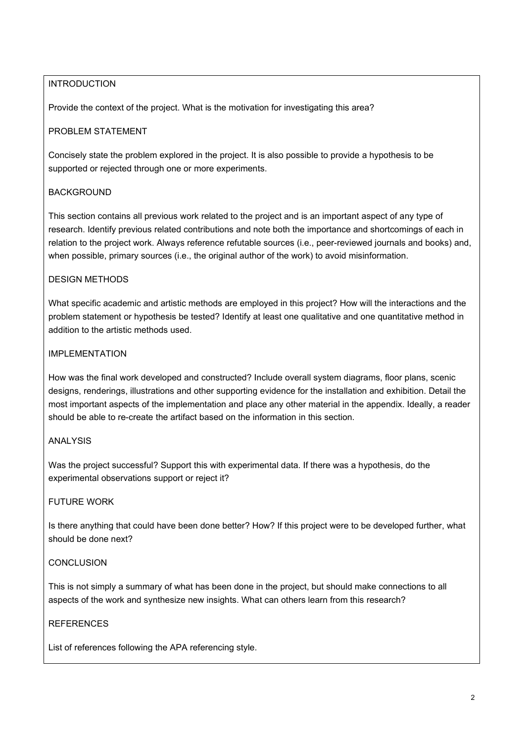## INTRODUCTION

Provide the context of the project. What is the motivation for investigating this area?

## PROBLEM STATEMENT

Concisely state the problem explored in the project. It is also possible to provide a hypothesis to be supported or rejected through one or more experiments.

## BACKGROUND

This section contains all previous work related to the project and is an important aspect of any type of research. Identify previous related contributions and note both the importance and shortcomings of each in relation to the project work. Always reference refutable sources (i.e., peer-reviewed journals and books) and, when possible, primary sources (i.e., the original author of the work) to avoid misinformation.

## DESIGN METHODS

What specific academic and artistic methods are employed in this project? How will the interactions and the problem statement or hypothesis be tested? Identify at least one qualitative and one quantitative method in addition to the artistic methods used.

## IMPLEMENTATION

How was the final work developed and constructed? Include overall system diagrams, floor plans, scenic designs, renderings, illustrations and other supporting evidence for the installation and exhibition. Detail the most important aspects of the implementation and place any other material in the appendix. Ideally, a reader should be able to re-create the artifact based on the information in this section.

## ANALYSIS

Was the project successful? Support this with experimental data. If there was a hypothesis, do the experimental observations support or reject it?

## FUTURE WORK

Is there anything that could have been done better? How? If this project were to be developed further, what should be done next?

## CONCLUSION

This is not simply a summary of what has been done in the project, but should make connections to all aspects of the work and synthesize new insights. What can others learn from this research?

## REFERENCES

List of references following the APA referencing style.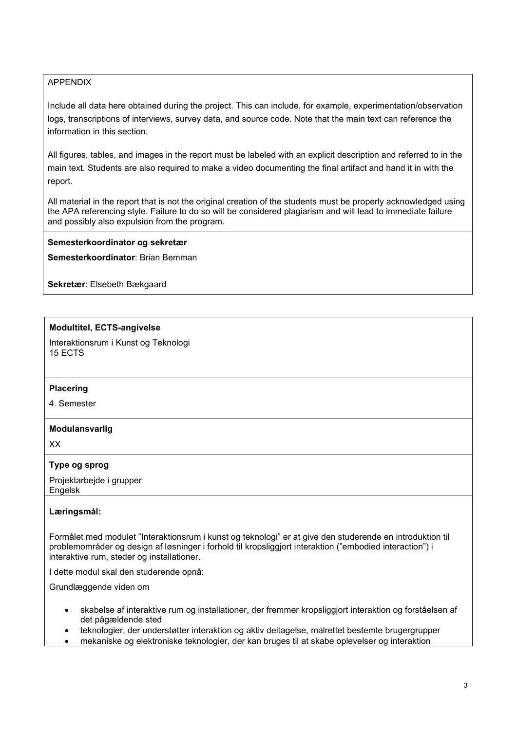APPENDIX

Include all data here obtained during the project. This can include, for example, experimentation/observation logs, transcriptions of interviews, survey data, and source code. Note that the main text can reference the information in this section.

All figures, tables, and images in the report must be labeled with an explicit description and referred to in the main text. Students are also required to make a video documenting the final artifact and hand it in with the report.

All material in the report that is not the original creation of the students must be properly acknowledged using the APA referencing style. Failure to do so will be considered plagiarism and will lead to immediate failure and possibly also expulsion from the program.

**Semesterkoordinator og sekretær**

**Semesterkoordinator**: Brian Bemman

**Sekretær**: Elsebeth Bækgaard

**Modultitel, ECTS-angivelse**

Interaktionsrum i Kunst og Teknologi
15 ECTS

**Placering**

4. Semester

**Modulansvarlig**

XX

**Type og sprog**

Projektarbejde i grupper
Engelsk

**Læringsmål:**

Formålet med modulet "Interaktionsrum i kunst og teknologi" er at give den studerende en introduktion til problemområder og design af løsninger i forhold til kropsliggjort interaktion ("embodied interaction") i interaktive rum, steder og installationer.

I dette modul skal den studerende opnå:

Grundlæggende viden om

- skabelse af interaktive rum og installationer, der fremmer kropsliggjort interaktion og forståelsen af det pågældende sted
- teknologier, der understøtter interaktion og aktiv deltagelse, målrettet bestemte brugergrupper
- mekaniske og elektroniske teknologier, der kan bruges til at skabe oplevelser og interaktion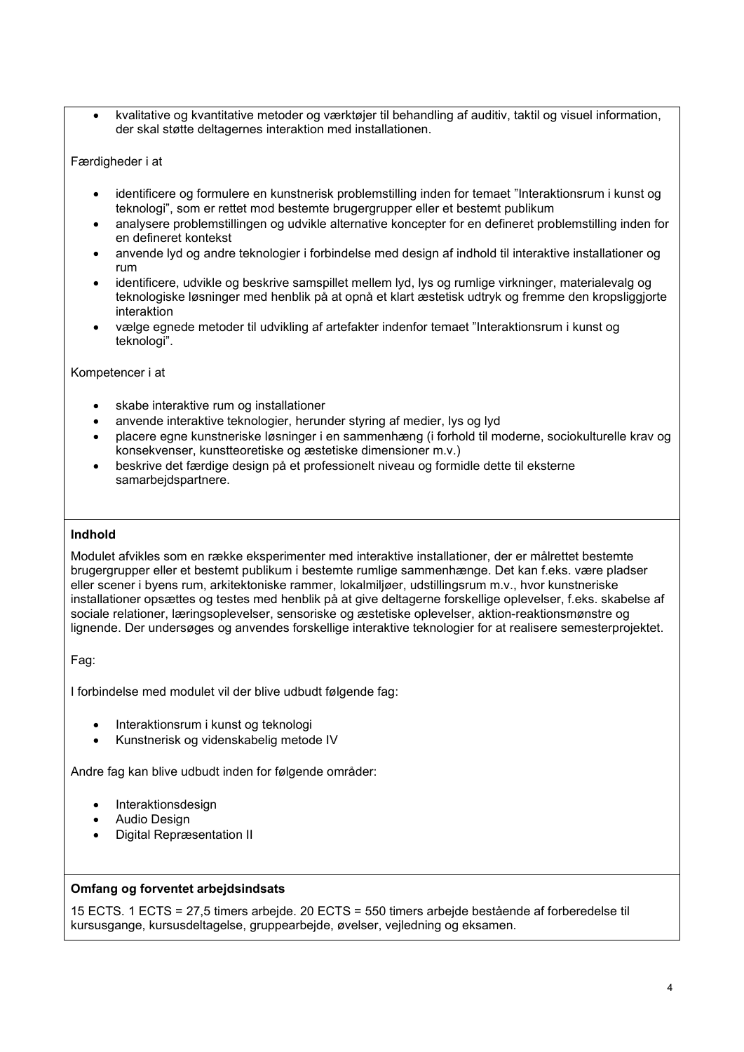- kvalitative og kvantitative metoder og værktøjer til behandling af auditiv, taktil og visuel information, der skal støtte deltagernes interaktion med installationen.

Færdigheder i at

- identificere og formulere en kunstnerisk problemstilling inden for temaet "Interaktionsrum i kunst og teknologi", som er rettet mod bestemte brugergrupper eller et bestemt publikum
- analysere problemstillingen og udvikle alternative koncepter for en defineret problemstilling inden for en defineret kontekst
- anvende lyd og andre teknologier i forbindelse med design af indhold til interaktive installationer og rum
- identificere, udvikle og beskrive samspillet mellem lyd, lys og rumlige virkninger, materialevalg og teknologiske løsninger med henblik på at opnå et klart æstetisk udtryk og fremme den kropsliggjorte interaktion
- vælge egnede metoder til udvikling af artefakter indenfor temaet "Interaktionsrum i kunst og teknologi".

Kompetencer i at

- skabe interaktive rum og installationer
- anvende interaktive teknologier, herunder styring af medier, lys og lyd
- placere egne kunstneriske løsninger i en sammenhæng (i forhold til moderne, sociokulturelle krav og konsekvenser, kunstteoretiske og æstetiske dimensioner m.v.)
- beskrive det færdige design på et professionelt niveau og formidle dette til eksterne samarbejdspartnere.

**Indhold**

Modulet afvikles som en række eksperimenter med interaktive installationer, der er målrettet bestemte brugergrupper eller et bestemt publikum i bestemte rumlige sammenhænge. Det kan f.eks. være pladser eller scener i byens rum, arkitektoniske rammer, lokalmiljøer, udstillingsrum m.v., hvor kunstneriske installationer opsættes og testes med henblik på at give deltagerne forskellige oplevelser, f.eks. skabelse af sociale relationer, læringsoplevelser, sensoriske og æstetiske oplevelser, aktion-reaktionsmønstre og lignende. Der undersøges og anvendes forskellige interaktive teknologier for at realisere semesterprojektet.

Fag:

I forbindelse med modulet vil der blive udbudt følgende fag:

- Interaktionsrum i kunst og teknologi
- Kunstnerisk og videnskabelig metode IV

Andre fag kan blive udbudt inden for følgende områder:

- Interaktionsdesign
- Audio Design
- Digital Repræsentation II

**Omfang og forventet arbejdsindsats**

15 ECTS. 1 ECTS = 27,5 timers arbejde. 20 ECTS = 550 timers arbejde bestående af forberedelse til kursusgange, kursusdeltagelse, gruppearbejde, øvelser, vejledning og eksamen.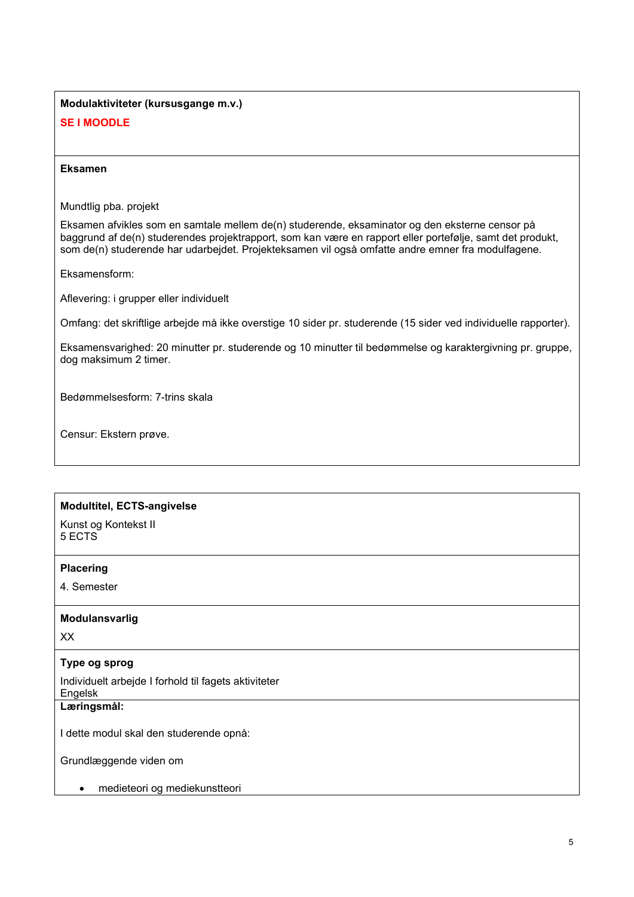**Modulaktiviteter (kursusgange m.v.)**

**SE I MOODLE**

**Eksamen**

Mundtlig pba. projekt

Eksamen afvikles som en samtale mellem de(n) studerende, eksaminator og den eksterne censor på baggrund af de(n) studerendes projektrapport, som kan være en rapport eller portefølje, samt det produkt, som de(n) studerende har udarbejdet. Projekteksamen vil også omfatte andre emner fra modulfagene.

Eksamensform:

Aflevering: i grupper eller individuelt

Omfang: det skriftlige arbejde må ikke overstige 10 sider pr. studerende (15 sider ved individuelle rapporter).

Eksamensvarighed: 20 minutter pr. studerende og 10 minutter til bedømmelse og karaktergivning pr. gruppe, dog maksimum 2 timer.

Bedømmelsesform: 7-trins skala

Censur: Ekstern prøve.

**Modultitel, ECTS-angivelse**

Kunst og Kontekst II
5 ECTS

**Placering**

4. Semester

**Modulansvarlig**

XX

**Type og sprog**

Individuelt arbejde I forhold til fagets aktiviteter
Engelsk

**Læringsmål:**

I dette modul skal den studerende opnå:

Grundlæggende viden om

- medieteori og mediekunstteori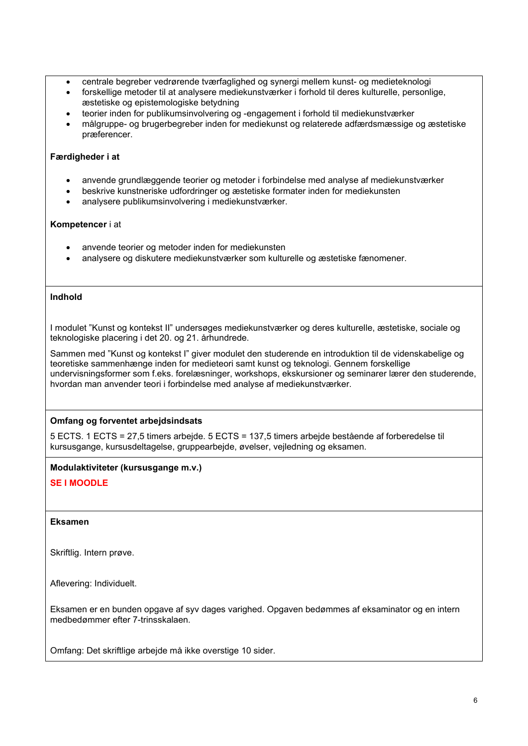- centrale begreber vedrørende tværfaglighed og synergi mellem kunst- og medieteknologi
- forskellige metoder til at analysere mediekunstværker i forhold til deres kulturelle, personlige, æstetiske og epistemologiske betydning
- teorier inden for publikumsinvolvering og -engagement i forhold til mediekunstværker
- målgruppe- og brugerbegreber inden for mediekunst og relaterede adfærdsmæssige og æstetiske præferencer.

**Færdigheder i at**

- anvende grundlæggende teorier og metoder i forbindelse med analyse af mediekunstværker
- beskrive kunstneriske udfordringer og æstetiske formater inden for mediekunsten
- analysere publikumsinvolvering i mediekunstværker.

**Kompetencer** i at

- anvende teorier og metoder inden for mediekunsten
- analysere og diskutere mediekunstværker som kulturelle og æstetiske fænomener.

**Indhold**

I modulet "Kunst og kontekst II" undersøges mediekunstværker og deres kulturelle, æstetiske, sociale og teknologiske placering i det 20. og 21. århundrede.

Sammen med "Kunst og kontekst I" giver modulet den studerende en introduktion til de videnskabelige og teoretiske sammenhænge inden for medieteori samt kunst og teknologi. Gennem forskellige undervisningsformer som f.eks. forelæsninger, workshops, ekskursioner og seminarer lærer den studerende, hvordan man anvender teori i forbindelse med analyse af mediekunstværker.

**Omfang og forventet arbejdsindsats**

5 ECTS. 1 ECTS = 27,5 timers arbejde. 5 ECTS = 137,5 timers arbejde bestående af forberedelse til kursusgange, kursusdeltagelse, gruppearbejde, øvelser, vejledning og eksamen.

**Modulaktiviteter (kursusgange m.v.)**

**SE I MOODLE**

**Eksamen**

Skriftlig. Intern prøve.

Aflevering: Individuelt.

Eksamen er en bunden opgave af syv dages varighed. Opgaven bedømmes af eksaminator og en intern medbedømmer efter 7-trinsskalaen.

Omfang: Det skriftlige arbejde må ikke overstige 10 sider.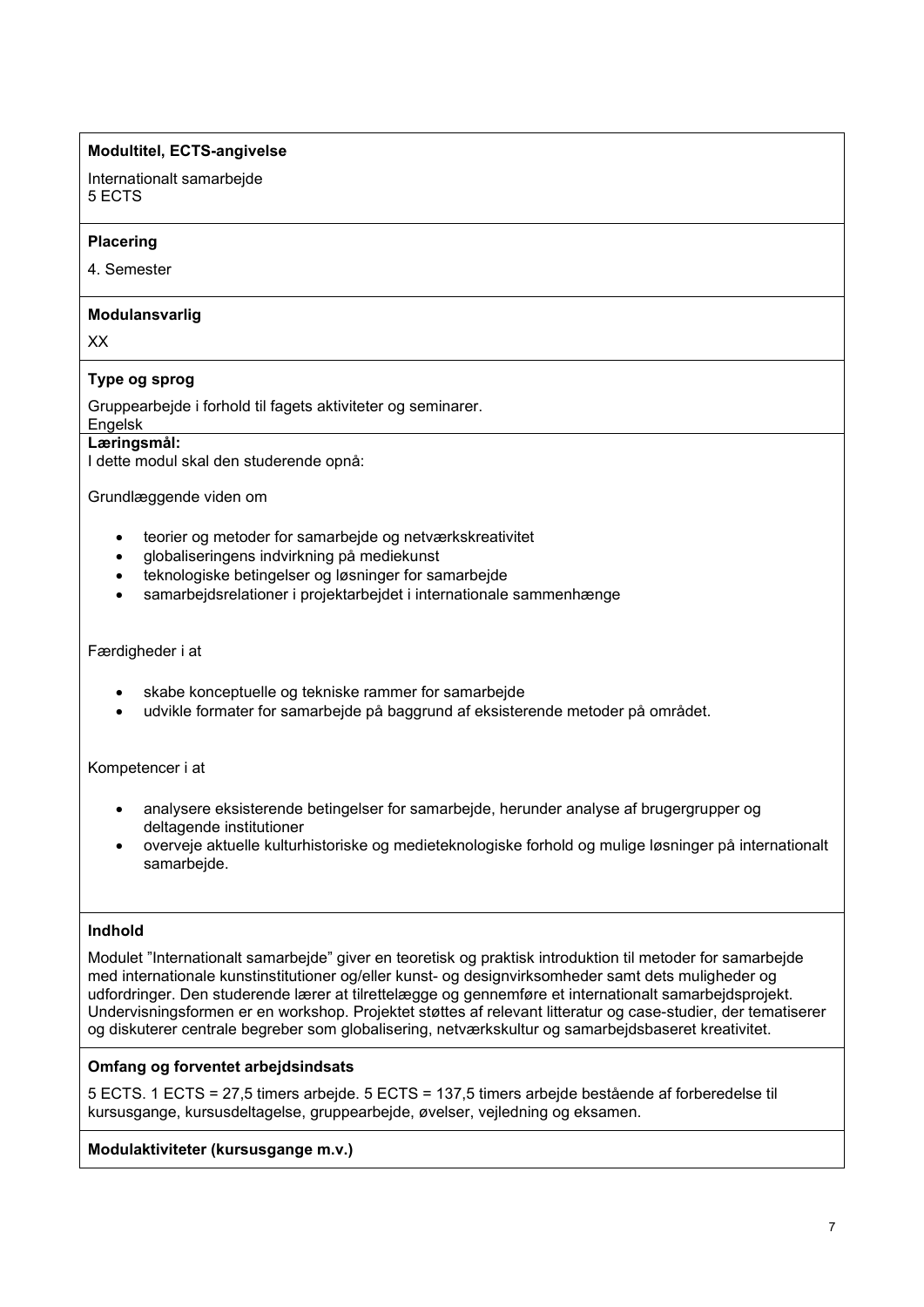**Modultitel, ECTS-angivelse**

Internationalt samarbejde
5 ECTS

**Placering**

4. Semester

**Modulansvarlig**

XX

**Type og sprog**

Gruppearbejde i forhold til fagets aktiviteter og seminarer.
Engelsk

**Læringsmål:**

I dette modul skal den studerende opnå:

Grundlæggende viden om

- teorier og metoder for samarbejde og netværkskreativitet
- globaliseringens indvirkning på mediekunst
- teknologiske betingelser og løsninger for samarbejde
- samarbejdsrelationer i projektarbejdet i internationale sammenhænge

Færdigheder i at

- skabe konceptuelle og tekniske rammer for samarbejde
- udvikle formater for samarbejde på baggrund af eksisterende metoder på området.

Kompetencer i at

- analysere eksisterende betingelser for samarbejde, herunder analyse af brugergrupper og deltagende institutioner
- overveje aktuelle kulturhistoriske og medieteknologiske forhold og mulige løsninger på internationalt samarbejde.

**Indhold**

Modulet "Internationalt samarbejde" giver en teoretisk og praktisk introduktion til metoder for samarbejde med internationale kunstinstitutioner og/eller kunst- og designvirksomheder samt dets muligheder og udfordringer. Den studerende lærer at tilrettelægge og gennemføre et internationalt samarbejdsprojekt. Undervisningsformen er en workshop. Projektet støttes af relevant litteratur og case-studier, der tematiserer og diskuterer centrale begreber som globalisering, netværkskultur og samarbejdsbaseret kreativitet.

**Omfang og forventet arbejdsindsats**

5 ECTS. 1 ECTS = 27,5 timers arbejde. 5 ECTS = 137,5 timers arbejde bestående af forberedelse til kursusgange, kursusdeltagelse, gruppearbejde, øvelser, vejledning og eksamen.

**Modulaktiviteter (kursusgange m.v.)**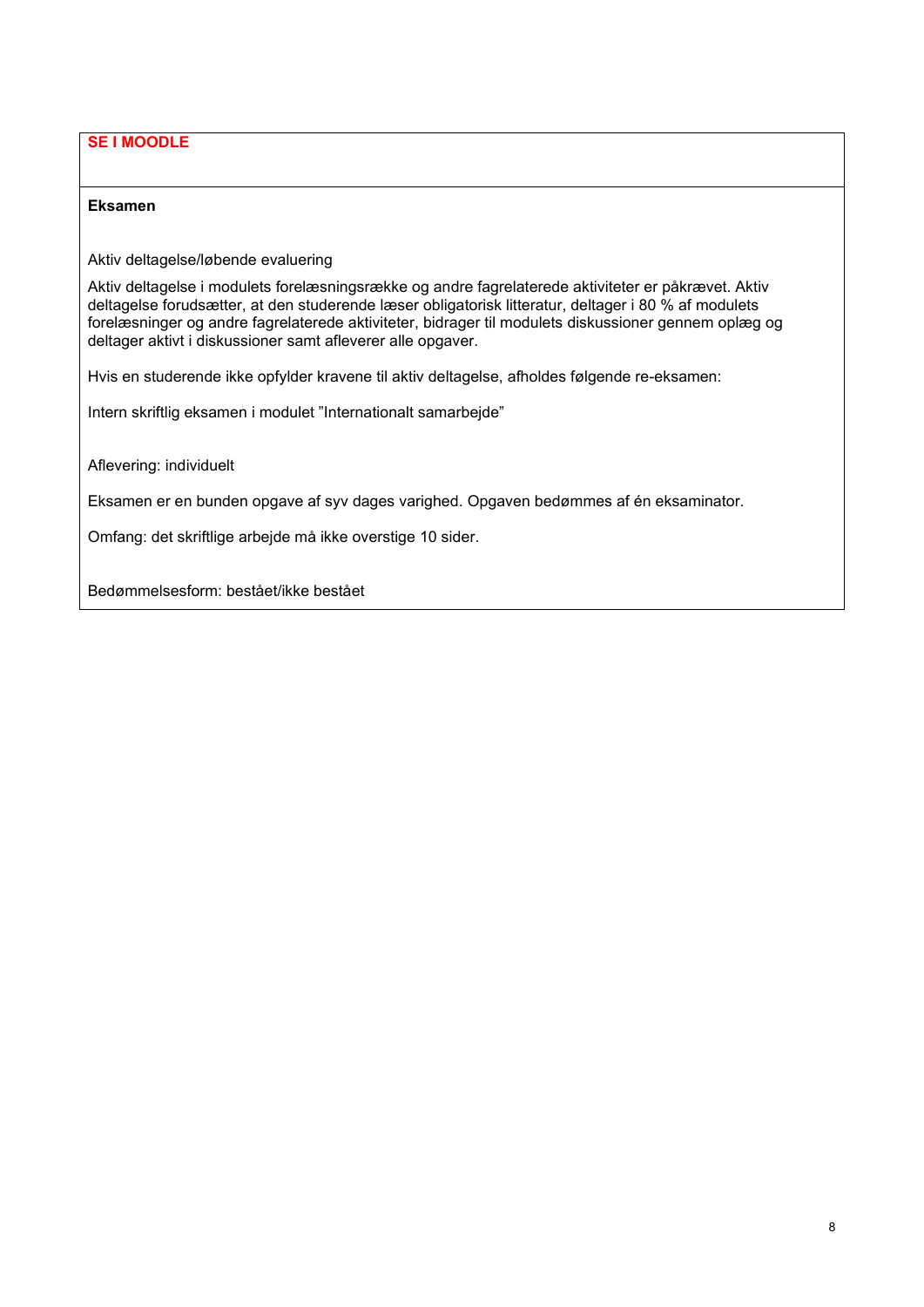**SE I MOODLE**

**Eksamen**

Aktiv deltagelse/løbende evaluering

Aktiv deltagelse i modulets forelæsningsrække og andre fagrelaterede aktiviteter er påkrævet. Aktiv deltagelse forudsætter, at den studerende læser obligatorisk litteratur, deltager i 80 % af modulets forelæsninger og andre fagrelaterede aktiviteter, bidrager til modulets diskussioner gennem oplæg og deltager aktivt i diskussioner samt afleverer alle opgaver.

Hvis en studerende ikke opfylder kravene til aktiv deltagelse, afholdes følgende re-eksamen:

Intern skriftlig eksamen i modulet "Internationalt samarbejde"

Aflevering: individuelt

Eksamen er en bunden opgave af syv dages varighed. Opgaven bedømmes af én eksaminator.

Omfang: det skriftlige arbejde må ikke overstige 10 sider.

Bedømmelsesform: bestået/ikke bestået